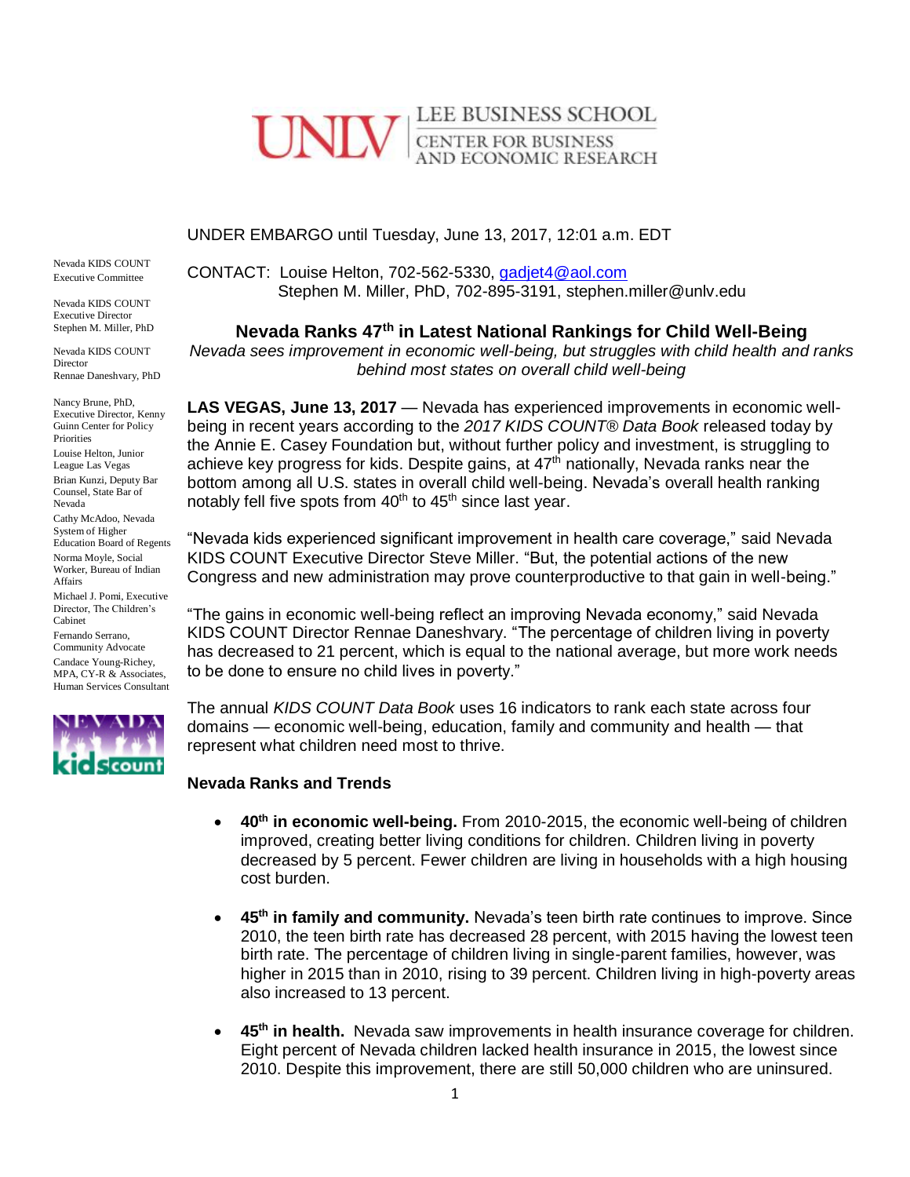UNLV | LEE BUSINESS SCHOOL
CENTER FOR BUSINESS AND ECONOMIC RESEARCH

Nevada KIDS COUNT Executive Committee

Nevada KIDS COUNT Executive Director
Stephen M. Miller, PhD

Nevada KIDS COUNT Director
Rennae Daneshvary, PhD

Nancy Brune, PhD, Executive Director, Kenny Guinn Center for Policy Priorities

Louise Helton, Junior League Las Vegas

Brian Kunzi, Deputy Bar Counsel, State Bar of Nevada

Cathy McAdoo, Nevada System of Higher Education Board of Regents

Norma Moyle, Social Worker, Bureau of Indian Affairs

Michael J. Pomi, Executive Director, The Children's Cabinet

Fernando Serrano, Community Advocate

Candace Young-Richey, MPA, CY-R & Associates, Human Services Consultant

UNDER EMBARGO until Tuesday, June 13, 2017, 12:01 a.m. EDT

CONTACT: Louise Helton, 702-562-5330, gadjet4@aol.com
Stephen M. Miller, PhD, 702-895-3191, stephen.miller@unlv.edu

## Nevada Ranks 47th in Latest National Rankings for Child Well-Being

*Nevada sees improvement in economic well-being, but struggles with child health and ranks behind most states on overall child well-being*

**LAS VEGAS, June 13, 2017** — Nevada has experienced improvements in economic well-being in recent years according to the *2017 KIDS COUNT® Data Book* released today by the Annie E. Casey Foundation but, without further policy and investment, is struggling to achieve key progress for kids. Despite gains, at 47th nationally, Nevada ranks near the bottom among all U.S. states in overall child well-being. Nevada's overall health ranking notably fell five spots from 40th to 45th since last year.

"Nevada kids experienced significant improvement in health care coverage," said Nevada KIDS COUNT Executive Director Steve Miller. "But, the potential actions of the new Congress and new administration may prove counterproductive to that gain in well-being."

"The gains in economic well-being reflect an improving Nevada economy," said Nevada KIDS COUNT Director Rennae Daneshvary. "The percentage of children living in poverty has decreased to 21 percent, which is equal to the national average, but more work needs to be done to ensure no child lives in poverty."

The annual *KIDS COUNT Data Book* uses 16 indicators to rank each state across four domains — economic well-being, education, family and community and health — that represent what children need most to thrive.

### Nevada Ranks and Trends

- **40th in economic well-being.** From 2010-2015, the economic well-being of children improved, creating better living conditions for children. Children living in poverty decreased by 5 percent. Fewer children are living in households with a high housing cost burden.

- **45th in family and community.** Nevada's teen birth rate continues to improve. Since 2010, the teen birth rate has decreased 28 percent, with 2015 having the lowest teen birth rate. The percentage of children living in single-parent families, however, was higher in 2015 than in 2010, rising to 39 percent. Children living in high-poverty areas also increased to 13 percent.

- **45th in health.** Nevada saw improvements in health insurance coverage for children. Eight percent of Nevada children lacked health insurance in 2015, the lowest since 2010. Despite this improvement, there are still 50,000 children who are uninsured.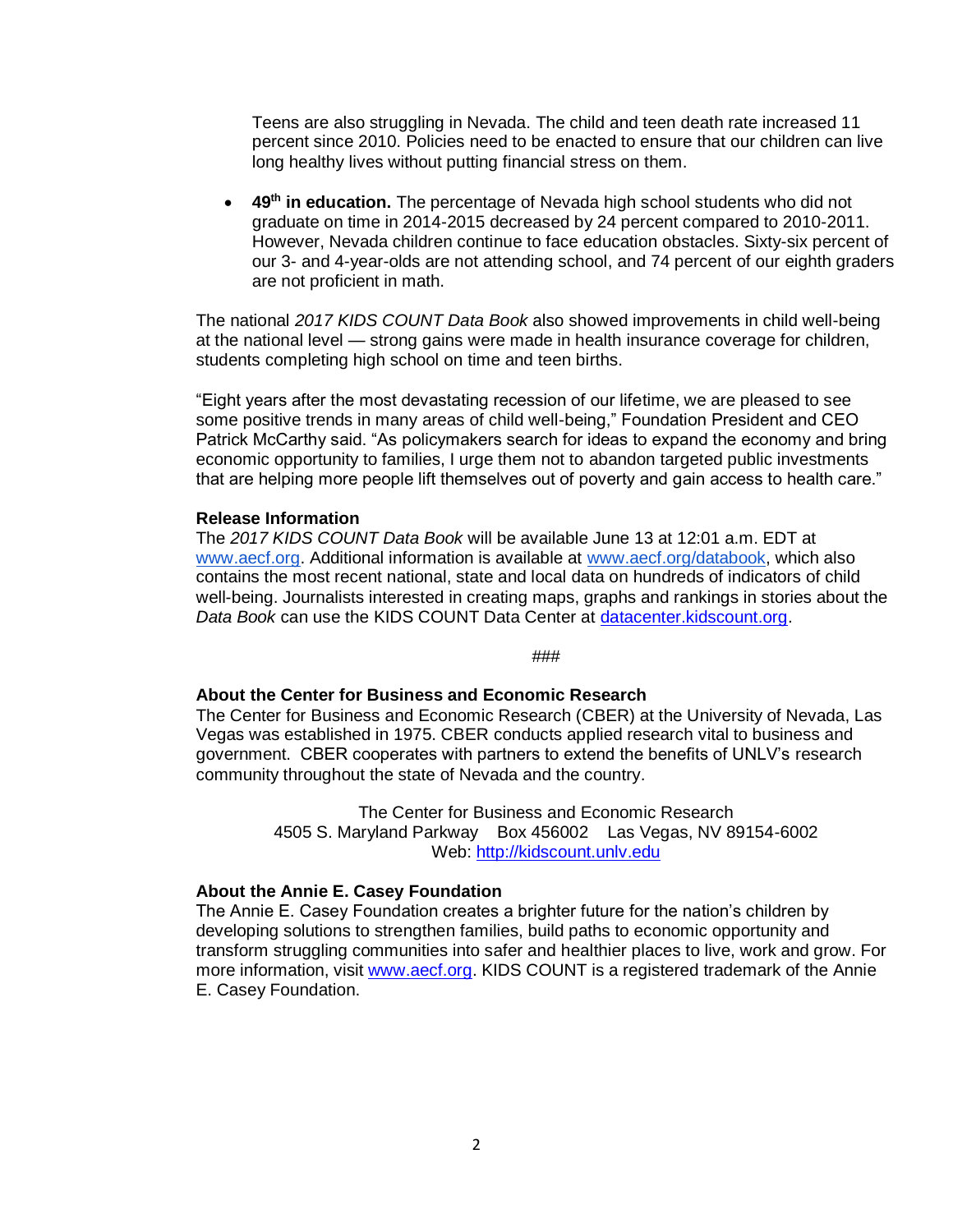Teens are also struggling in Nevada. The child and teen death rate increased 11 percent since 2010. Policies need to be enacted to ensure that our children can live long healthy lives without putting financial stress on them.

- **49th in education.** The percentage of Nevada high school students who did not graduate on time in 2014-2015 decreased by 24 percent compared to 2010-2011. However, Nevada children continue to face education obstacles. Sixty-six percent of our 3- and 4-year-olds are not attending school, and 74 percent of our eighth graders are not proficient in math.

The national *2017 KIDS COUNT Data Book* also showed improvements in child well-being at the national level — strong gains were made in health insurance coverage for children, students completing high school on time and teen births.

"Eight years after the most devastating recession of our lifetime, we are pleased to see some positive trends in many areas of child well-being," Foundation President and CEO Patrick McCarthy said. "As policymakers search for ideas to expand the economy and bring economic opportunity to families, I urge them not to abandon targeted public investments that are helping more people lift themselves out of poverty and gain access to health care."

**Release Information**

The *2017 KIDS COUNT Data Book* will be available June 13 at 12:01 a.m. EDT at www.aecf.org. Additional information is available at www.aecf.org/databook, which also contains the most recent national, state and local data on hundreds of indicators of child well-being. Journalists interested in creating maps, graphs and rankings in stories about the *Data Book* can use the KIDS COUNT Data Center at datacenter.kidscount.org.

###

**About the Center for Business and Economic Research**

The Center for Business and Economic Research (CBER) at the University of Nevada, Las Vegas was established in 1975. CBER conducts applied research vital to business and government. CBER cooperates with partners to extend the benefits of UNLV's research community throughout the state of Nevada and the country.

The Center for Business and Economic Research
4505 S. Maryland Parkway Box 456002 Las Vegas, NV 89154-6002
Web: http://kidscount.unlv.edu

**About the Annie E. Casey Foundation**

The Annie E. Casey Foundation creates a brighter future for the nation's children by developing solutions to strengthen families, build paths to economic opportunity and transform struggling communities into safer and healthier places to live, work and grow. For more information, visit www.aecf.org. KIDS COUNT is a registered trademark of the Annie E. Casey Foundation.